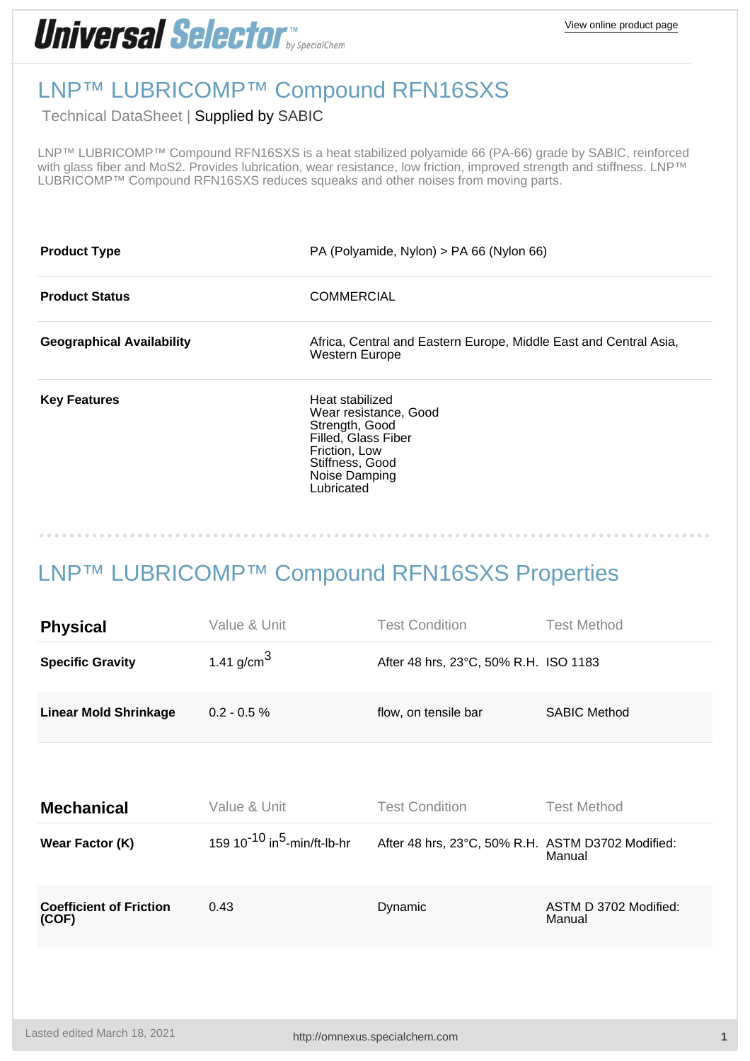# LNP™ LUBRICOMP™ Compound RFN16SXS

Technical DataSheet | Supplied by SABIC

LNP™ LUBRICOMP™ Compound RFN16SXS is a heat stabilized polyamide 66 (PA-66) grade by SABIC, reinforced with glass fiber and MoS2. Provides lubrication, wear resistance, low friction, improved strength and stiffness. LNP™ LUBRICOMP™ Compound RFN16SXS reduces squeaks and other noises from moving parts.

| | |
|---|---|
| **Product Type** | PA (Polyamide, Nylon) > PA 66 (Nylon 66) |
| **Product Status** | COMMERCIAL |
| **Geographical Availability** | Africa, Central and Eastern Europe, Middle East and Central Asia, Western Europe |
| **Key Features** | Heat stabilized<br>Wear resistance, Good<br>Strength, Good<br>Filled, Glass Fiber<br>Friction, Low<br>Stiffness, Good<br>Noise Damping<br>Lubricated |

## LNP™ LUBRICOMP™ Compound RFN16SXS Properties

| Physical | Value & Unit | Test Condition | Test Method |
|---|---|---|---|
| **Specific Gravity** | 1.41 g/cm$^3$ | After 48 hrs, 23°C, 50% R.H. | ISO 1183 |
| **Linear Mold Shrinkage** | 0.2 - 0.5 % | flow, on tensile bar | SABIC Method |

| Mechanical | Value & Unit | Test Condition | Test Method |
|---|---|---|---|
| **Wear Factor (K)** | 159 $10^{-10}$ in$^5$-min/ft-lb-hr | After 48 hrs, 23°C, 50% R.H. | ASTM D3702 Modified: Manual |
| **Coefficient of Friction (COF)** | 0.43 | Dynamic | ASTM D 3702 Modified: Manual |

Lasted edited March 18, 2021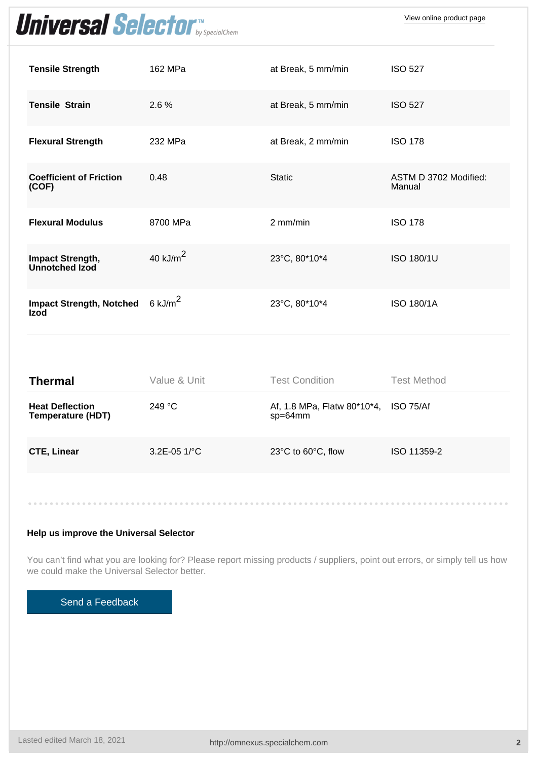| | | | |
|---|---|---|---|
| **Tensile Strength** | 162 MPa | at Break, 5 mm/min | ISO 527 |
| **Tensile Strain** | 2.6 % | at Break, 5 mm/min | ISO 527 |
| **Flexural Strength** | 232 MPa | at Break, 2 mm/min | ISO 178 |
| **Coefficient of Friction (COF)** | 0.48 | Static | ASTM D 3702 Modified: Manual |
| **Flexural Modulus** | 8700 MPa | 2 mm/min | ISO 178 |
| **Impact Strength, Unnotched Izod** | 40 $kJ/m^2$ | 23°C, 80*10*4 | ISO 180/1U |
| **Impact Strength, Notched Izod** | 6 $kJ/m^2$ | 23°C, 80*10*4 | ISO 180/1A |

| Thermal | Value & Unit | Test Condition | Test Method |
|---|---|---|---|
| **Heat Deflection Temperature (HDT)** | 249 °C | Af, 1.8 MPa, Flatw 80*10*4, sp=64mm | ISO 75/Af |
| **CTE, Linear** | 3.2E-05 1/°C | 23°C to 60°C, flow | ISO 11359-2 |

**Help us improve the Universal Selector**

You can't find what you are looking for? Please report missing products / suppliers, point out errors, or simply tell us how we could make the Universal Selector better.

Send a Feedback

Lasted edited March 18, 2021